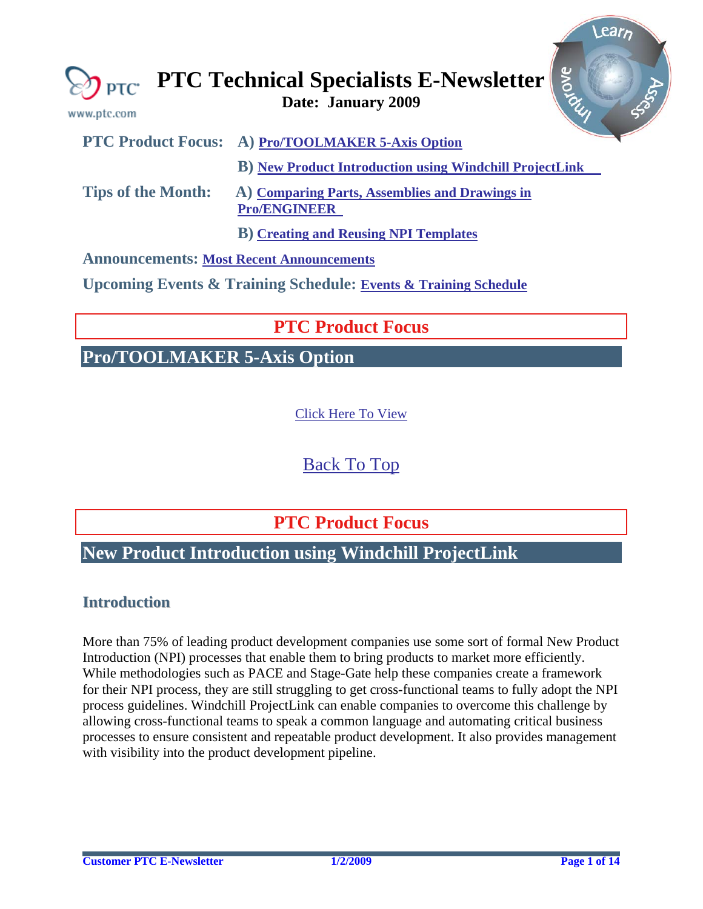# PTC Technical Specialists E-Newsletter

**Date: January 2009**

**PTC Product Focus:** 
- **A)** **Pro/TOOLMAKER 5-Axis Option**
- **B)** **New Product Introduction using Windchill ProjectLink**

**Tips of the Month:** 
- **A)** **Comparing Parts, Assemblies and Drawings in Pro/ENGINEER**
- **B)** **Creating and Reusing NPI Templates**

**Announcements:** **Most Recent Announcements**

**Upcoming Events & Training Schedule:** **Events & Training Schedule**

## PTC Product Focus

## Pro/TOOLMAKER 5-Axis Option

Click Here To View

Back To Top

## PTC Product Focus

## New Product Introduction using Windchill ProjectLink

### Introduction

More than 75% of leading product development companies use some sort of formal New Product Introduction (NPI) processes that enable them to bring products to market more efficiently. While methodologies such as PACE and Stage-Gate help these companies create a framework for their NPI process, they are still struggling to get cross-functional teams to fully adopt the NPI process guidelines. Windchill ProjectLink can enable companies to overcome this challenge by allowing cross-functional teams to speak a common language and automating critical business processes to ensure consistent and repeatable product development. It also provides management with visibility into the product development pipeline.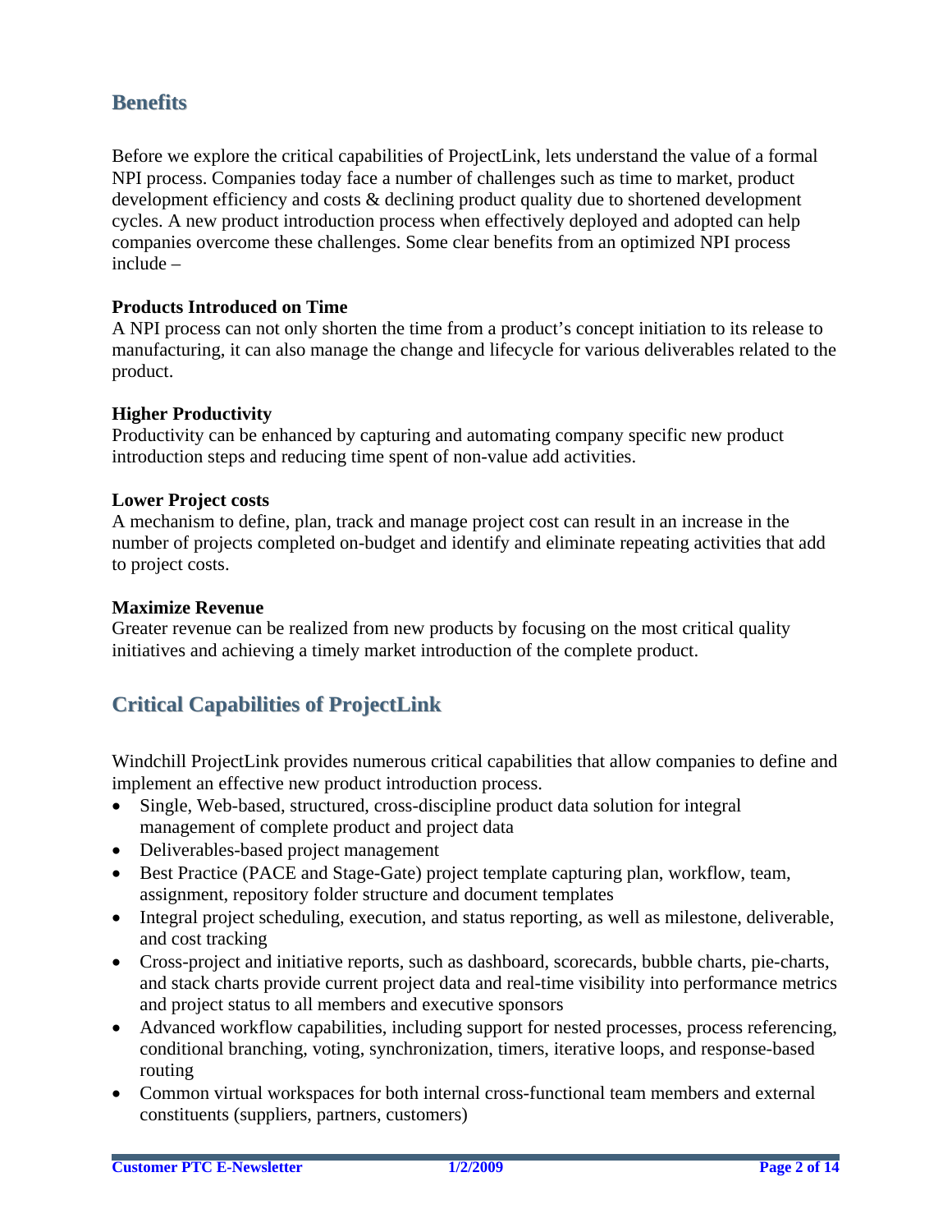## Benefits

Before we explore the critical capabilities of ProjectLink, lets understand the value of a formal NPI process. Companies today face a number of challenges such as time to market, product development efficiency and costs & declining product quality due to shortened development cycles. A new product introduction process when effectively deployed and adopted can help companies overcome these challenges. Some clear benefits from an optimized NPI process include –

**Products Introduced on Time**
A NPI process can not only shorten the time from a product's concept initiation to its release to manufacturing, it can also manage the change and lifecycle for various deliverables related to the product.

**Higher Productivity**
Productivity can be enhanced by capturing and automating company specific new product introduction steps and reducing time spent of non-value add activities.

**Lower Project costs**
A mechanism to define, plan, track and manage project cost can result in an increase in the number of projects completed on-budget and identify and eliminate repeating activities that add to project costs.

**Maximize Revenue**
Greater revenue can be realized from new products by focusing on the most critical quality initiatives and achieving a timely market introduction of the complete product.

## Critical Capabilities of ProjectLink

Windchill ProjectLink provides numerous critical capabilities that allow companies to define and implement an effective new product introduction process.

- Single, Web-based, structured, cross-discipline product data solution for integral management of complete product and project data
- Deliverables-based project management
- Best Practice (PACE and Stage-Gate) project template capturing plan, workflow, team, assignment, repository folder structure and document templates
- Integral project scheduling, execution, and status reporting, as well as milestone, deliverable, and cost tracking
- Cross-project and initiative reports, such as dashboard, scorecards, bubble charts, pie-charts, and stack charts provide current project data and real-time visibility into performance metrics and project status to all members and executive sponsors
- Advanced workflow capabilities, including support for nested processes, process referencing, conditional branching, voting, synchronization, timers, iterative loops, and response-based routing
- Common virtual workspaces for both internal cross-functional team members and external constituents (suppliers, partners, customers)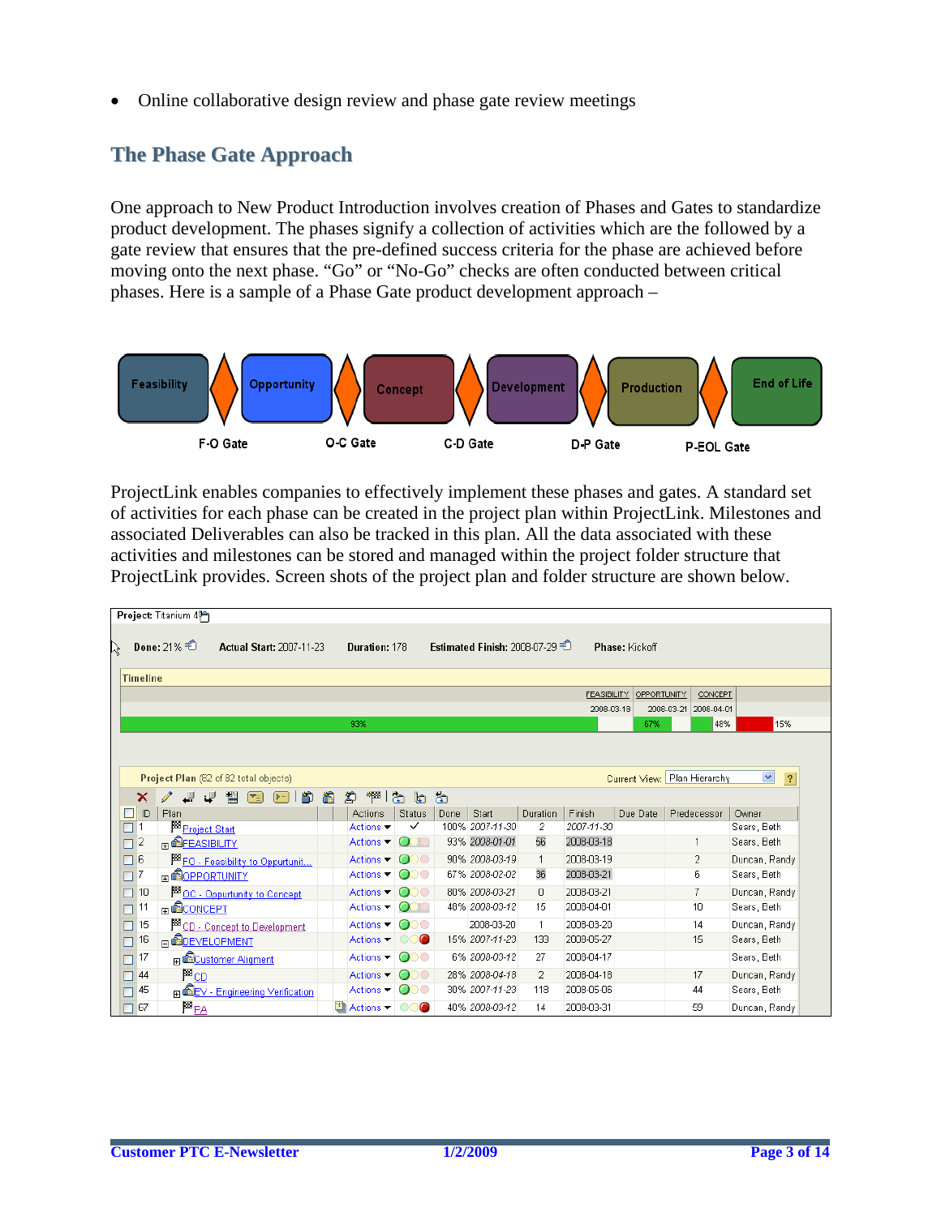- Online collaborative design review and phase gate review meetings

## The Phase Gate Approach

One approach to New Product Introduction involves creation of Phases and Gates to standardize product development. The phases signify a collection of activities which are the followed by a gate review that ensures that the pre-defined success criteria for the phase are achieved before moving onto the next phase. “Go” or “No-Go” checks are often conducted between critical phases. Here is a sample of a Phase Gate product development approach –

Feasibility → F-O Gate → Opportunity → O-C Gate → Concept → C-D Gate → Development → D-P Gate → Production → P-EOL Gate → End of Life

ProjectLink enables companies to effectively implement these phases and gates. A standard set of activities for each phase can be created in the project plan within ProjectLink. Milestones and associated Deliverables can also be tracked in this plan. All the data associated with these activities and milestones can be stored and managed within the project folder structure that ProjectLink provides. Screen shots of the project plan and folder structure are shown below.

**Project:** Titanium 4

**Done:** 21% **Actual Start:** 2007-11-23 **Duration:** 178 **Estimated Finish:** 2008-07-29 **Phase:** Kickoff

**Timeline**

| | FEASIBILITY | OPPORTUNITY | CONCEPT |
|---|---|---|---|
| | 2008-03-18 | 2008-03-21 | 2008-04-01 |
| 93% | | 67% | 48% / 15% |

**Project Plan** (82 of 82 total objects) Current View: Plan Hierarchy

| ID | Plan | Actions | Status | Done | Start | Duration | Finish | Due Date | Predecessor | Owner |
|---|---|---|---|---|---|---|---|---|---|---|
| 1 | Project Start | Actions | ✓ | 100% | 2007-11-30 | 2 | 2007-11-30 | | | Sears, Beth |
| 2 | FEASIBILITY | Actions | | 93% | 2008-01-01 | 56 | 2008-03-18 | | 1 | Sears, Beth |
| 6 | FO - Feasibility to Oppurtunit... | Actions | | 90% | 2008-03-19 | 1 | 2008-03-19 | | 2 | Duncan, Randy |
| 7 | OPPORTUNITY | Actions | | 67% | 2008-02-02 | 36 | 2008-03-21 | | 6 | Sears, Beth |
| 10 | OC - Oppurtunity to Concept | Actions | | 80% | 2008-03-21 | 0 | 2008-03-21 | | 7 | Duncan, Randy |
| 11 | CONCEPT | Actions | | 48% | 2008-03-12 | 15 | 2008-04-01 | | 10 | Sears, Beth |
| 15 | CD - Concept to Development | Actions | | | 2008-03-20 | 1 | 2008-03-20 | | 14 | Duncan, Randy |
| 16 | DEVELOPMENT | Actions | | 15% | 2007-11-23 | 133 | 2008-05-27 | | 15 | Sears, Beth |
| 17 | Customer Algment | Actions | | 6% | 2008-03-12 | 27 | 2008-04-17 | | | Sears, Beth |
| 44 | CD | Actions | | 28% | 2008-04-18 | 2 | 2008-04-18 | | 17 | Duncan, Randy |
| 45 | EV - Engineering Verification | Actions | | 30% | 2007-11-23 | 118 | 2008-05-06 | | 44 | Sears, Beth |
| 67 | FA | Actions | | 40% | 2008-03-12 | 14 | 2008-03-31 | | 59 | Duncan, Randy |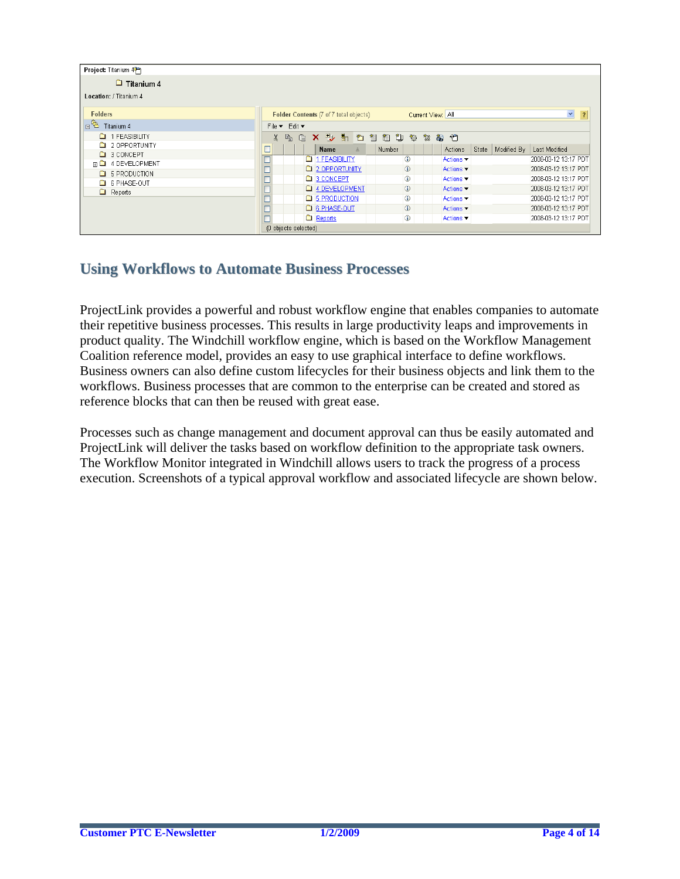## Using Workflows to Automate Business Processes

ProjectLink provides a powerful and robust workflow engine that enables companies to automate their repetitive business processes. This results in large productivity leaps and improvements in product quality. The Windchill workflow engine, which is based on the Workflow Management Coalition reference model, provides an easy to use graphical interface to define workflows. Business owners can also define custom lifecycles for their business objects and link them to the workflows. Business processes that are common to the enterprise can be created and stored as reference blocks that can then be reused with great ease.

Processes such as change management and document approval can thus be easily automated and ProjectLink will deliver the tasks based on workflow definition to the appropriate task owners. The Workflow Monitor integrated in Windchill allows users to track the progress of a process execution. Screenshots of a typical approval workflow and associated lifecycle are shown below.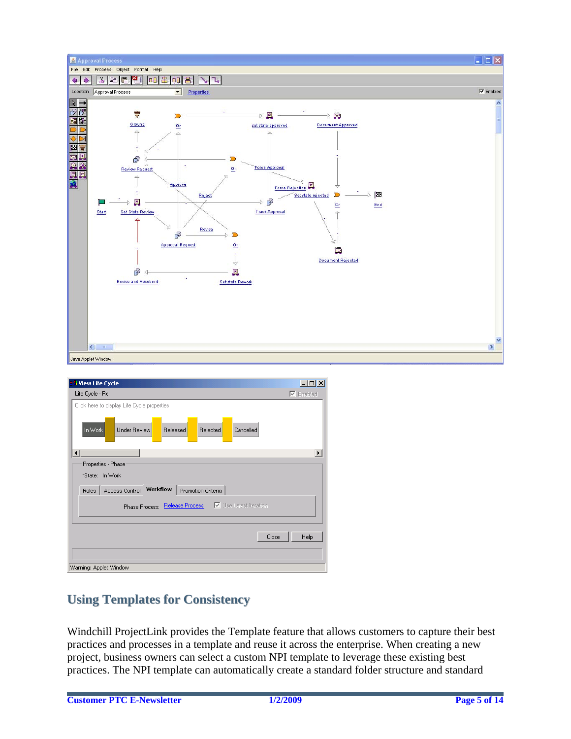## Using Templates for Consistency

Windchill ProjectLink provides the Template feature that allows customers to capture their best practices and processes in a template and reuse it across the enterprise. When creating a new project, business owners can select a custom NPI template to leverage these existing best practices. The NPI template can automatically create a standard folder structure and standard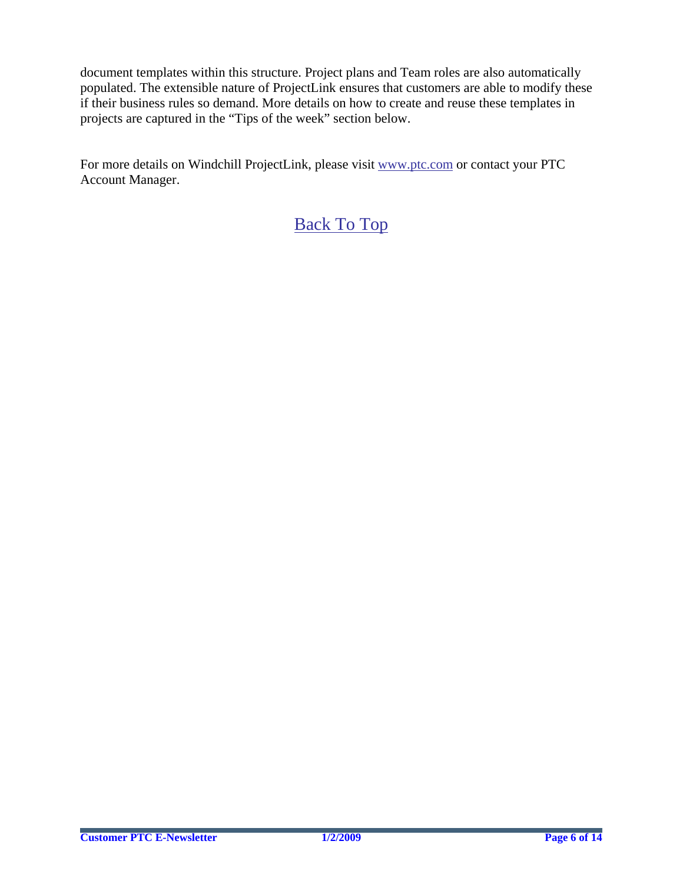document templates within this structure. Project plans and Team roles are also automatically populated. The extensible nature of ProjectLink ensures that customers are able to modify these if their business rules so demand. More details on how to create and reuse these templates in projects are captured in the "Tips of the week" section below.

For more details on Windchill ProjectLink, please visit [www.ptc.com](http://www.ptc.com) or contact your PTC Account Manager.

[Back To Top](#)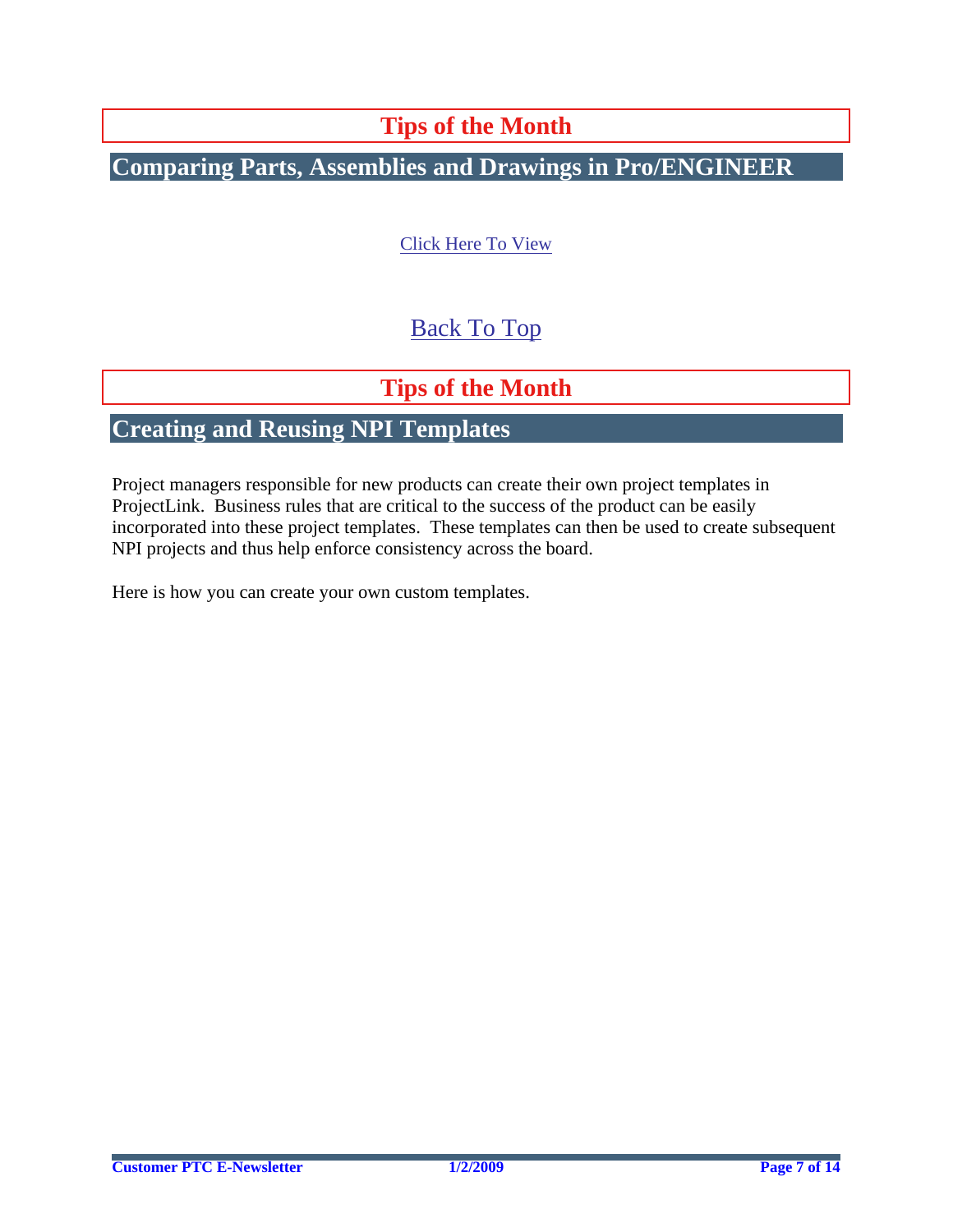# Tips of the Month

## Comparing Parts, Assemblies and Drawings in Pro/ENGINEER

Click Here To View

Back To Top

# Tips of the Month

## Creating and Reusing NPI Templates

Project managers responsible for new products can create their own project templates in ProjectLink. Business rules that are critical to the success of the product can be easily incorporated into these project templates. These templates can then be used to create subsequent NPI projects and thus help enforce consistency across the board.

Here is how you can create your own custom templates.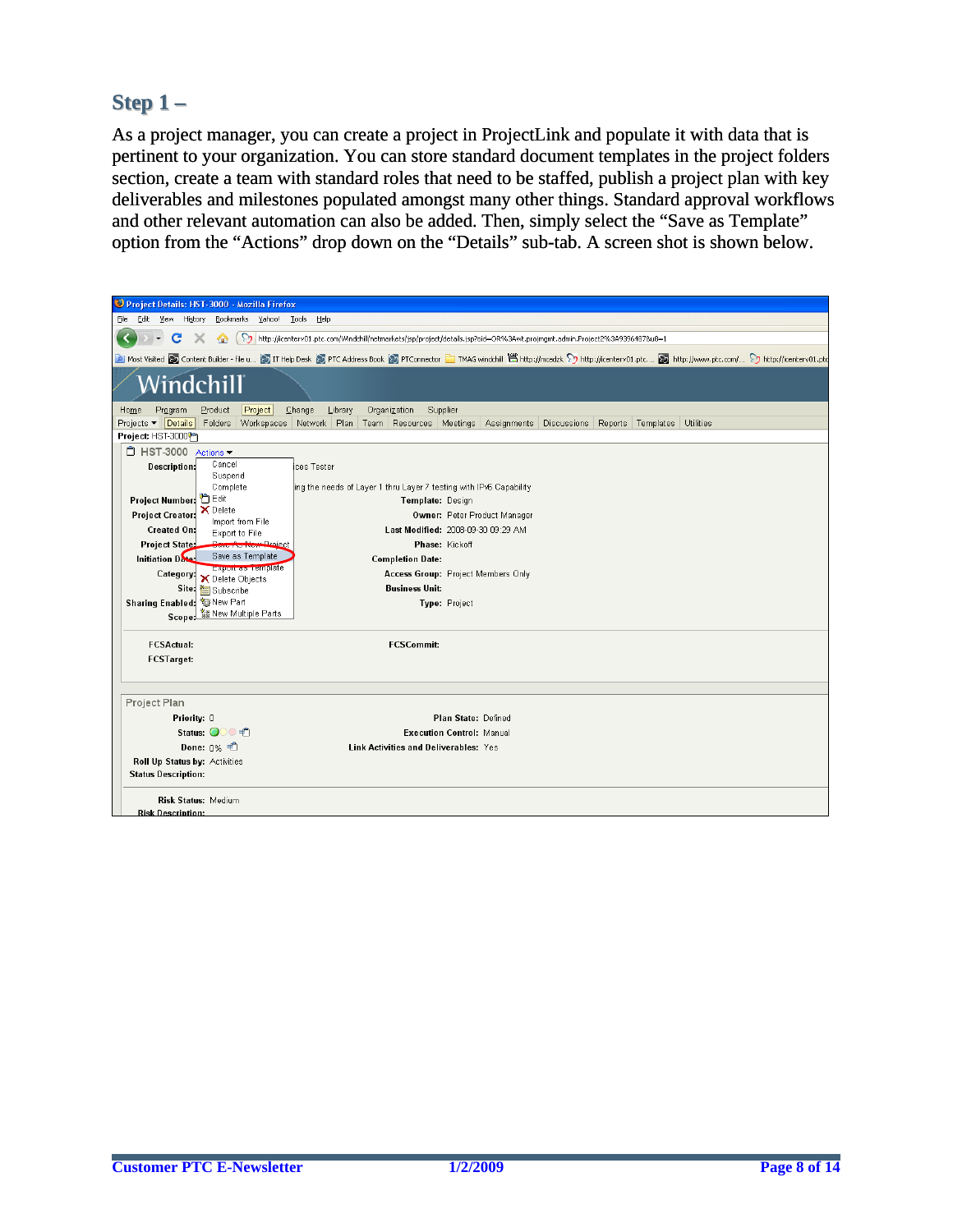## Step 1 –

As a project manager, you can create a project in ProjectLink and populate it with data that is pertinent to your organization. You can store standard document templates in the project folders section, create a team with standard roles that need to be staffed, publish a project plan with key deliverables and milestones populated amongst many other things. Standard approval workflows and other relevant automation can also be added. Then, simply select the "Save as Template" option from the "Actions" drop down on the "Details" sub-tab. A screen shot is shown below.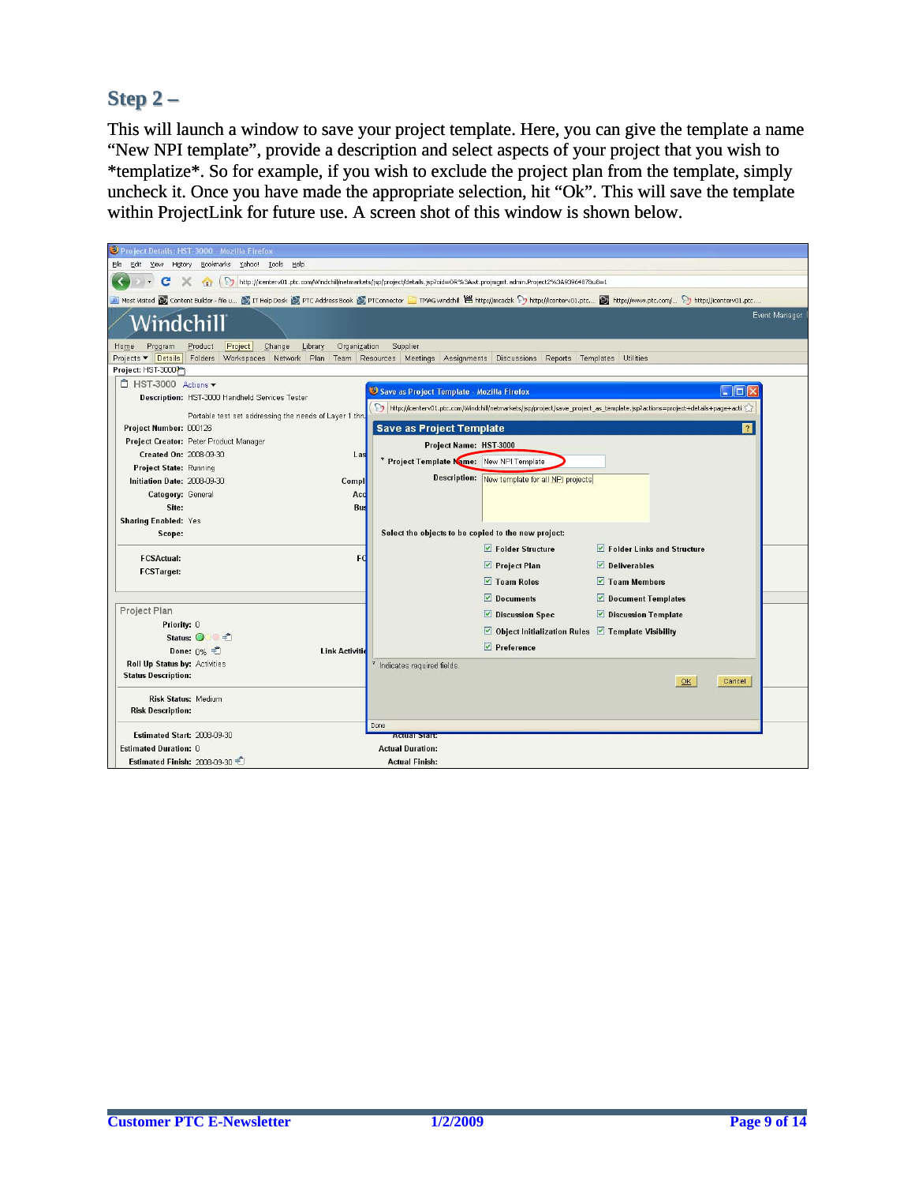## Step 2 –

This will launch a window to save your project template. Here, you can give the template a name "New NPI template", provide a description and select aspects of your project that you wish to *templatize*. So for example, if you wish to exclude the project plan from the template, simply uncheck it. Once you have made the appropriate selection, hit "Ok". This will save the template within ProjectLink for future use. A screen shot of this window is shown below.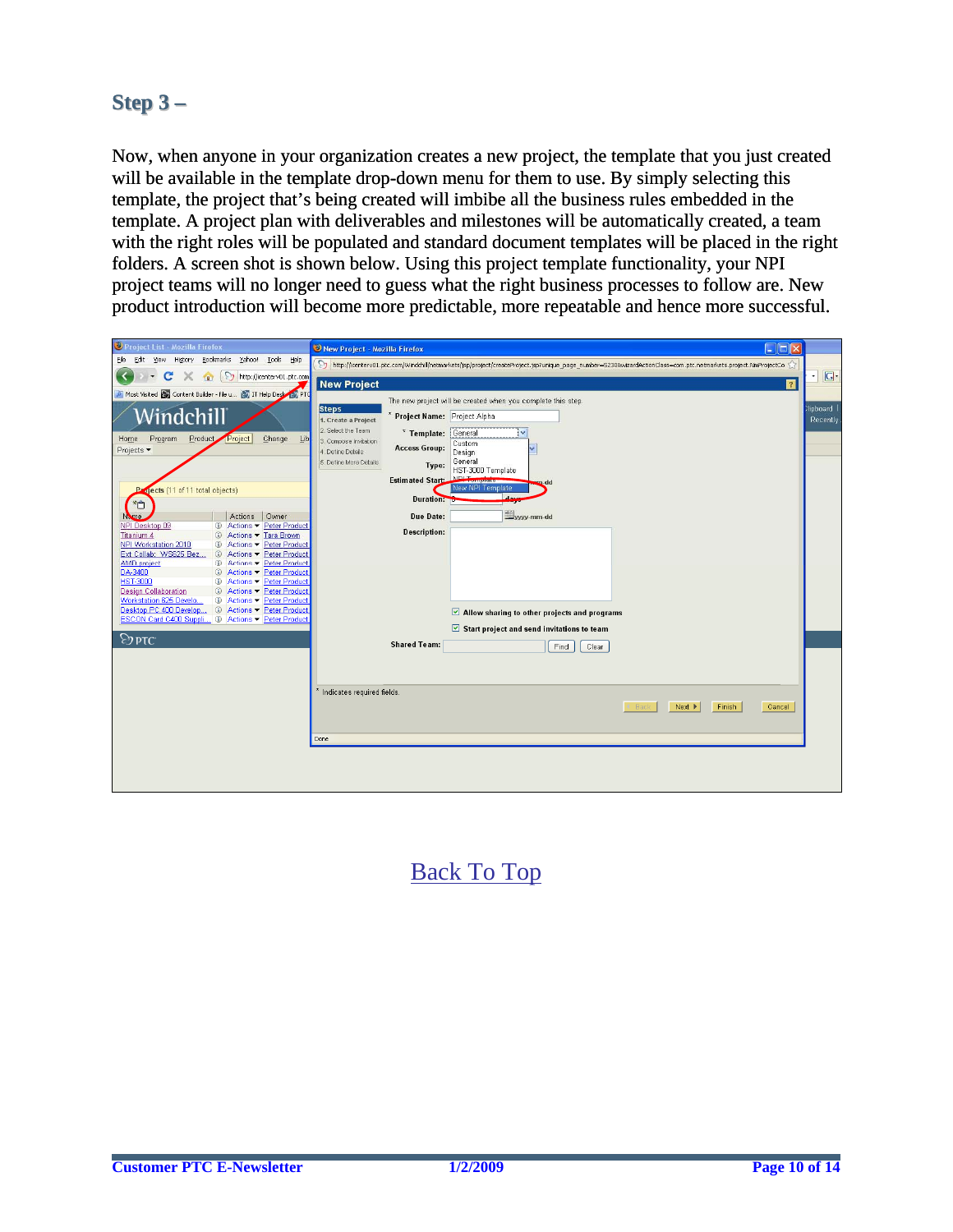## Step 3 –

Now, when anyone in your organization creates a new project, the template that you just created will be available in the template drop-down menu for them to use. By simply selecting this template, the project that's being created will imbibe all the business rules embedded in the template. A project plan with deliverables and milestones will be automatically created, a team with the right roles will be populated and standard document templates will be placed in the right folders. A screen shot is shown below. Using this project template functionality, your NPI project teams will no longer need to guess what the right business processes to follow are. New product introduction will become more predictable, more repeatable and hence more successful.

Back To Top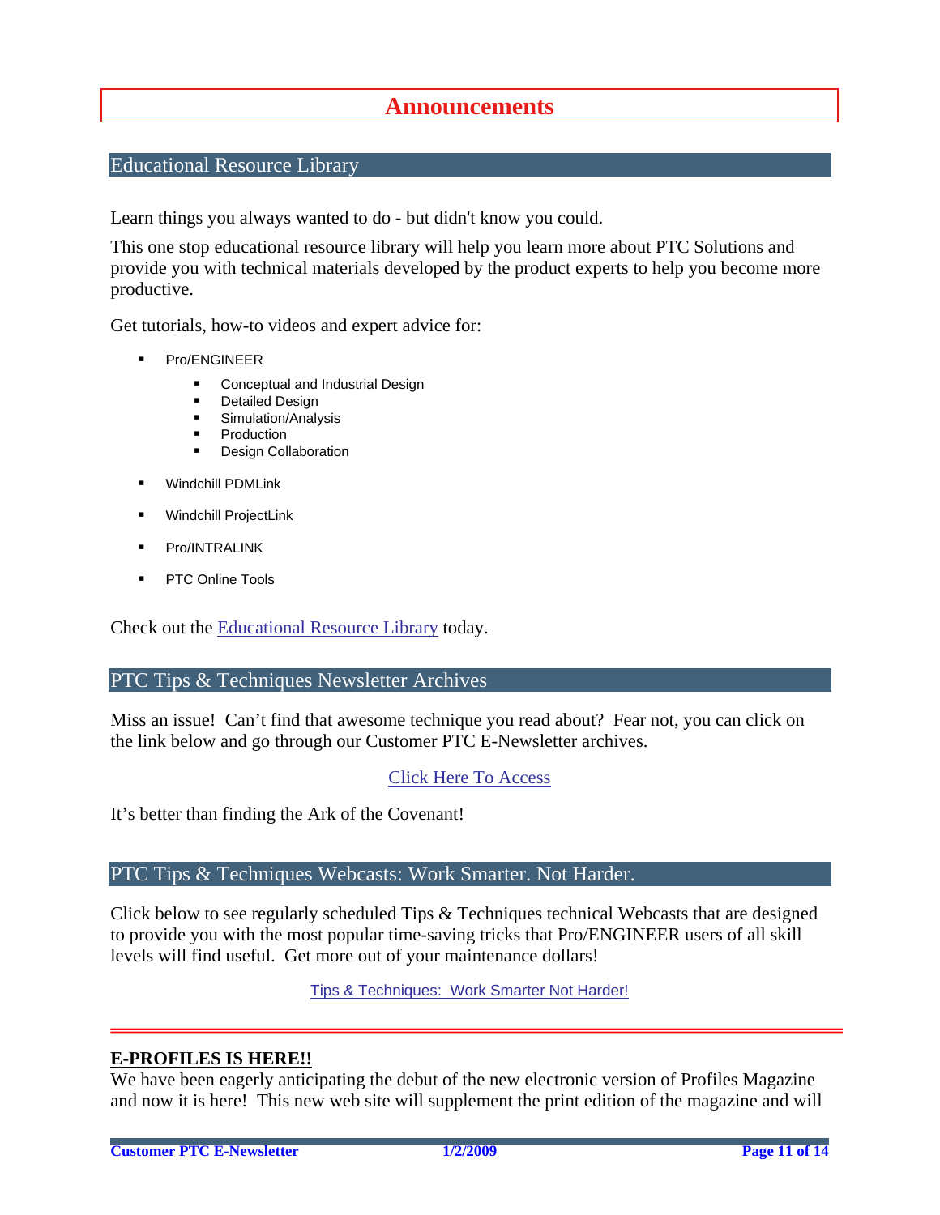# Announcements

## Educational Resource Library

Learn things you always wanted to do - but didn't know you could.

This one stop educational resource library will help you learn more about PTC Solutions and provide you with technical materials developed by the product experts to help you become more productive.

Get tutorials, how-to videos and expert advice for:

- Pro/ENGINEER
  - Conceptual and Industrial Design
  - Detailed Design
  - Simulation/Analysis
  - Production
  - Design Collaboration
- Windchill PDMLink
- Windchill ProjectLink
- Pro/INTRALINK
- PTC Online Tools

Check out the Educational Resource Library today.

## PTC Tips & Techniques Newsletter Archives

Miss an issue! Can't find that awesome technique you read about? Fear not, you can click on the link below and go through our Customer PTC E-Newsletter archives.

Click Here To Access

It's better than finding the Ark of the Covenant!

## PTC Tips & Techniques Webcasts: Work Smarter. Not Harder.

Click below to see regularly scheduled Tips & Techniques technical Webcasts that are designed to provide you with the most popular time-saving tricks that Pro/ENGINEER users of all skill levels will find useful. Get more out of your maintenance dollars!

Tips & Techniques: Work Smarter Not Harder!

---

**E-PROFILES IS HERE!!**

We have been eagerly anticipating the debut of the new electronic version of Profiles Magazine and now it is here! This new web site will supplement the print edition of the magazine and will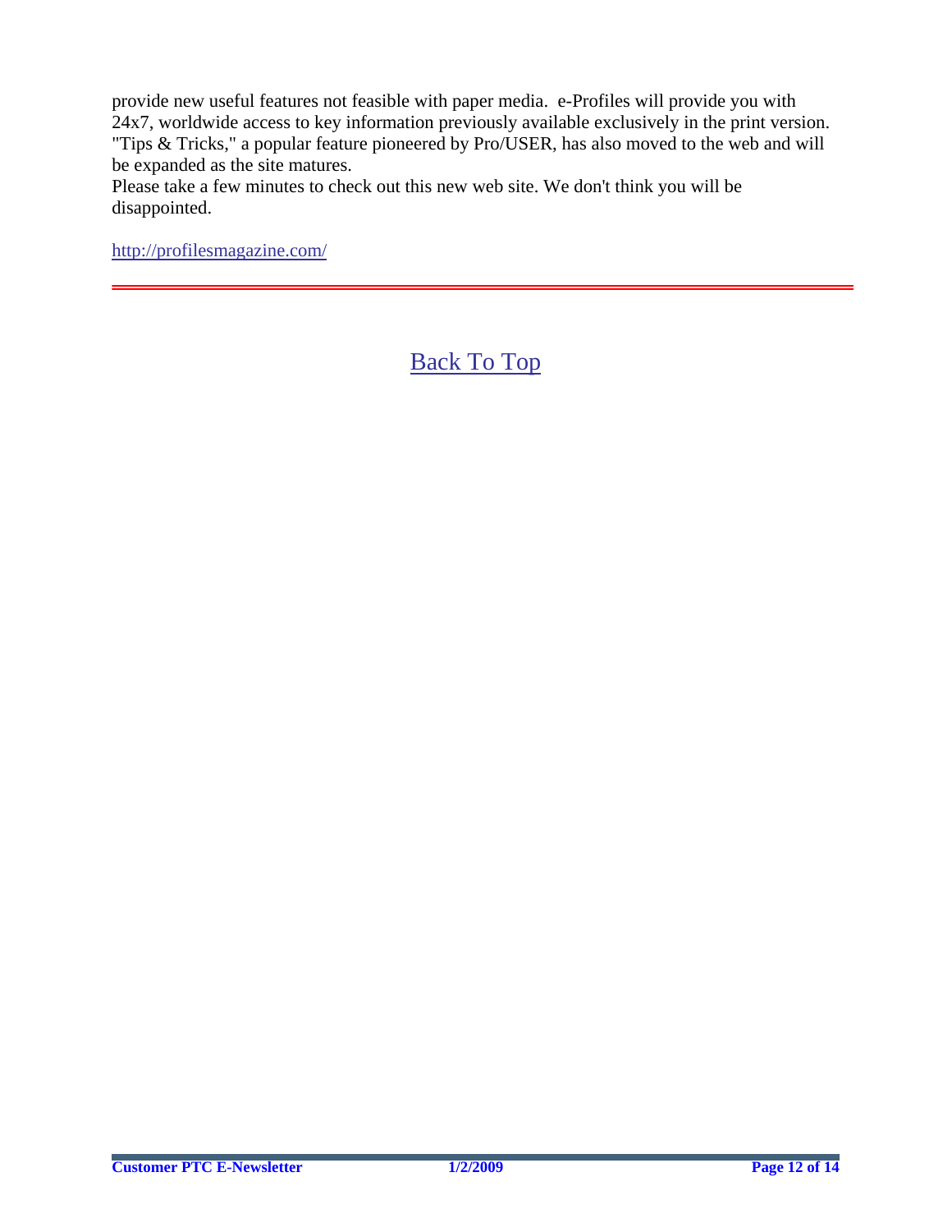provide new useful features not feasible with paper media. e-Profiles will provide you with 24x7, worldwide access to key information previously available exclusively in the print version. "Tips & Tricks," a popular feature pioneered by Pro/USER, has also moved to the web and will be expanded as the site matures.

Please take a few minutes to check out this new web site. We don't think you will be disappointed.

http://profilesmagazine.com/

---

Back To Top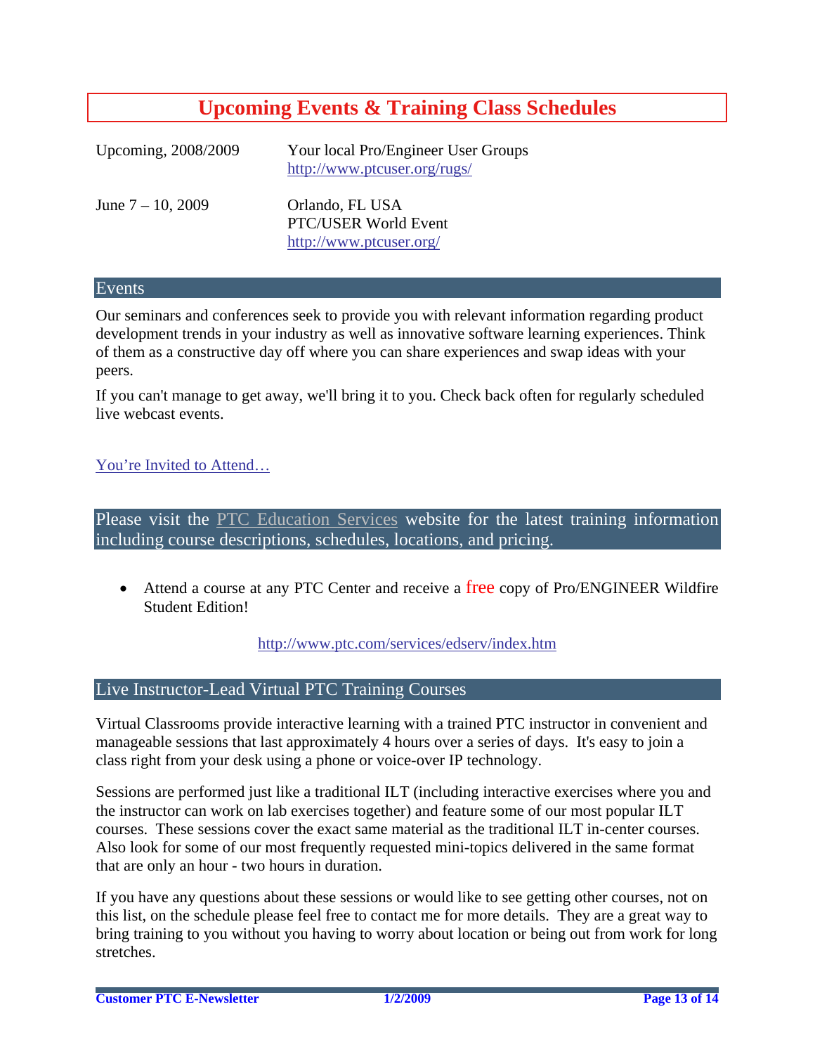# Upcoming Events & Training Class Schedules

| | |
|---|---|
| Upcoming, 2008/2009 | Your local Pro/Engineer User Groups<br>http://www.ptcuser.org/rugs/ |
| June 7 – 10, 2009 | Orlando, FL USA<br>PTC/USER World Event<br>http://www.ptcuser.org/ |

## Events

Our seminars and conferences seek to provide you with relevant information regarding product development trends in your industry as well as innovative software learning experiences. Think of them as a constructive day off where you can share experiences and swap ideas with your peers.

If you can't manage to get away, we'll bring it to you. Check back often for regularly scheduled live webcast events.

You're Invited to Attend…

## Please visit the PTC Education Services website for the latest training information including course descriptions, schedules, locations, and pricing.

- Attend a course at any PTC Center and receive a free copy of Pro/ENGINEER Wildfire Student Edition!

http://www.ptc.com/services/edserv/index.htm

## Live Instructor-Lead Virtual PTC Training Courses

Virtual Classrooms provide interactive learning with a trained PTC instructor in convenient and manageable sessions that last approximately 4 hours over a series of days. It's easy to join a class right from your desk using a phone or voice-over IP technology.

Sessions are performed just like a traditional ILT (including interactive exercises where you and the instructor can work on lab exercises together) and feature some of our most popular ILT courses. These sessions cover the exact same material as the traditional ILT in-center courses. Also look for some of our most frequently requested mini-topics delivered in the same format that are only an hour - two hours in duration.

If you have any questions about these sessions or would like to see getting other courses, not on this list, on the schedule please feel free to contact me for more details. They are a great way to bring training to you without you having to worry about location or being out from work for long stretches.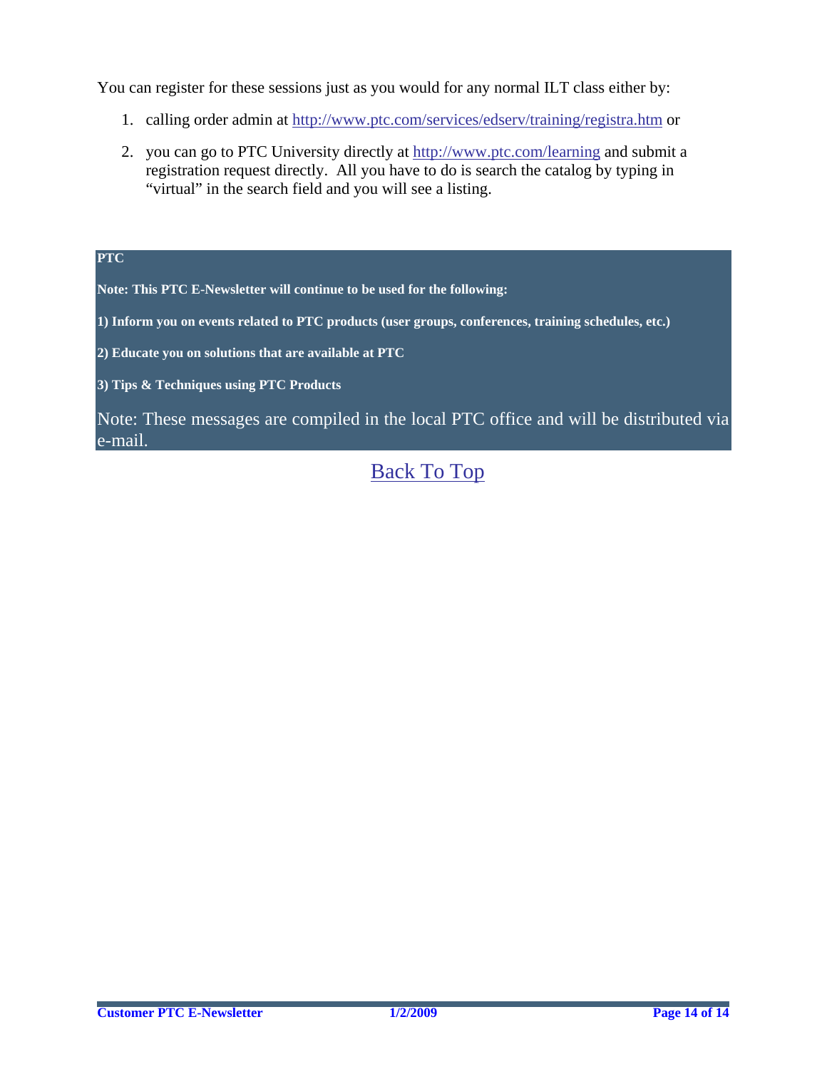You can register for these sessions just as you would for any normal ILT class either by:

1. calling order admin at http://www.ptc.com/services/edserv/training/registra.htm or
2. you can go to PTC University directly at http://www.ptc.com/learning and submit a registration request directly. All you have to do is search the catalog by typing in "virtual" in the search field and you will see a listing.

**PTC**

**Note: This PTC E-Newsletter will continue to be used for the following:**

**1) Inform you on events related to PTC products (user groups, conferences, training schedules, etc.)**

**2) Educate you on solutions that are available at PTC**

**3) Tips & Techniques using PTC Products**

Note: These messages are compiled in the local PTC office and will be distributed via e-mail.

Back To Top